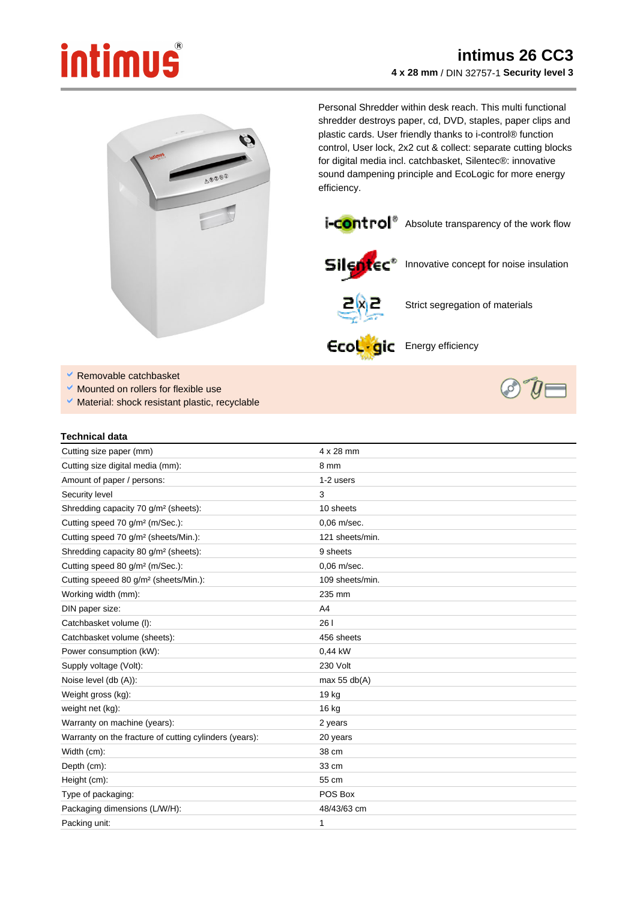# intimus 26 CC3

**4 x 28 mm** / DIN 32757-1 **Security level 3**

Personal Shredder within desk reach. This multi functional shredder destroys paper, cd, DVD, staples, paper clips and plastic cards. User friendly thanks to i-control® function control, User lock, 2x2 cut & collect: separate cutting blocks for digital media incl. catchbasket, Silentec®: innovative sound dampening principle and EcoLogic for more energy efficiency.

i-control® Absolute transparency of the work flow

Silentec® Innovative concept for noise insulation

2x2 Strict segregation of materials

EcoLogic Energy efficiency

- Removable catchbasket
- Mounted on rollers for flexible use
- Material: shock resistant plastic, recyclable

## Technical data

| | |
|---|---|
| Cutting size paper (mm) | 4 x 28 mm |
| Cutting size digital media (mm): | 8 mm |
| Amount of paper / persons: | 1-2 users |
| Security level | 3 |
| Shredding capacity 70 g/m² (sheets): | 10 sheets |
| Cutting speed 70 g/m² (m/Sec.): | 0,06 m/sec. |
| Cutting speed 70 g/m² (sheets/Min.): | 121 sheets/min. |
| Shredding capacity 80 g/m² (sheets): | 9 sheets |
| Cutting speed 80 g/m² (m/Sec.): | 0,06 m/sec. |
| Cutting speeed 80 g/m² (sheets/Min.): | 109 sheets/min. |
| Working width (mm): | 235 mm |
| DIN paper size: | A4 |
| Catchbasket volume (l): | 26 l |
| Catchbasket volume (sheets): | 456 sheets |
| Power consumption (kW): | 0,44 kW |
| Supply voltage (Volt): | 230 Volt |
| Noise level (db (A)): | max 55 db(A) |
| Weight gross (kg): | 19 kg |
| weight net (kg): | 16 kg |
| Warranty on machine (years): | 2 years |
| Warranty on the fracture of cutting cylinders (years): | 20 years |
| Width (cm): | 38 cm |
| Depth (cm): | 33 cm |
| Height (cm): | 55 cm |
| Type of packaging: | POS Box |
| Packaging dimensions (L/W/H): | 48/43/63 cm |
| Packing unit: | 1 |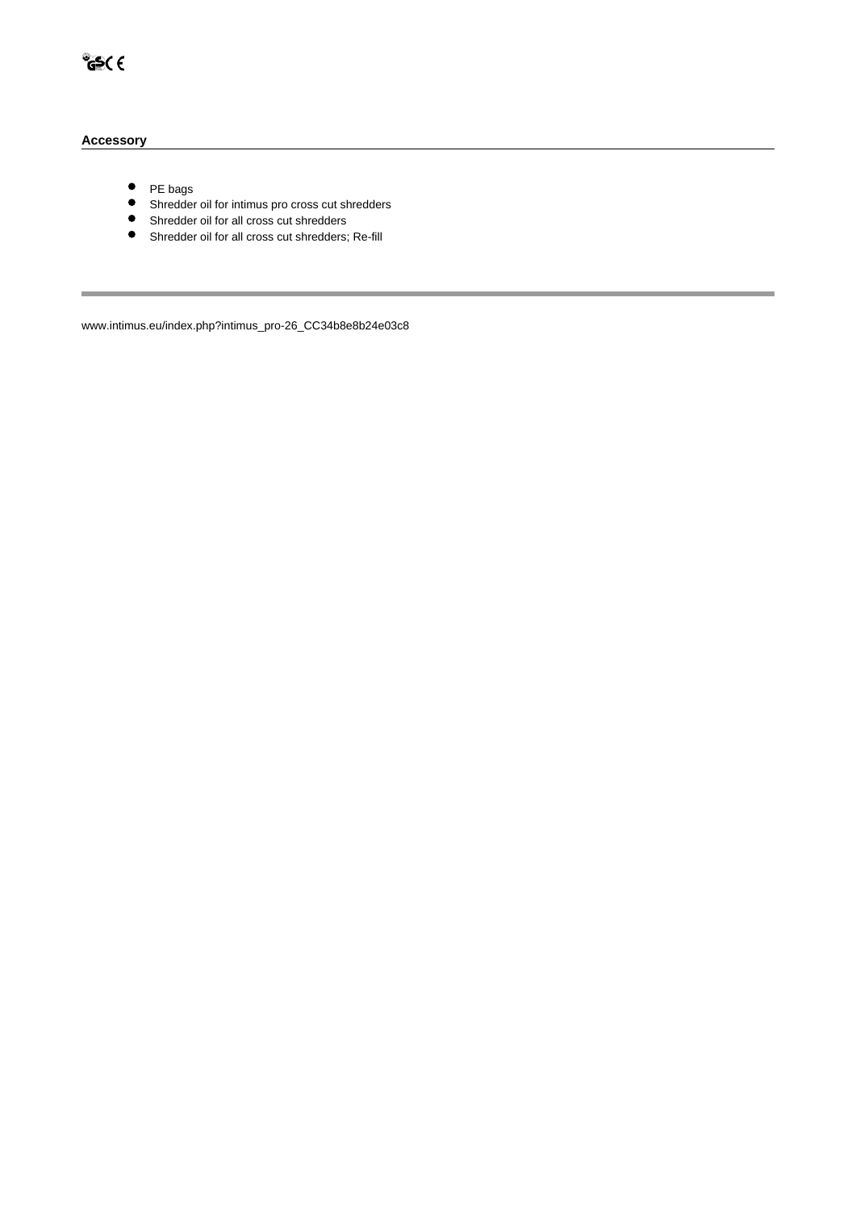## Accessory

- PE bags
- Shredder oil for intimus pro cross cut shredders
- Shredder oil for all cross cut shredders
- Shredder oil for all cross cut shredders; Re-fill

---

www.intimus.eu/index.php?intimus_pro-26_CC34b8e8b24e03c8